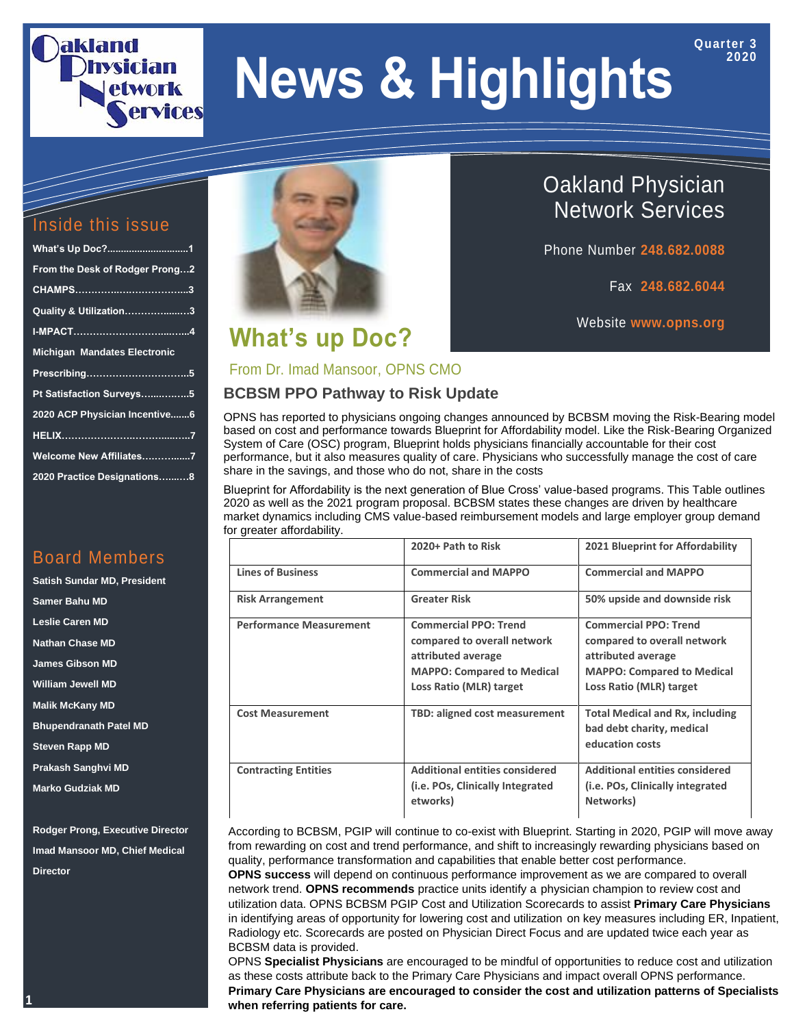# News & Highlights

Quarter 3 2020

## Inside this issue

- What's Up Doc?.............................1
- From the Desk of Rodger Prong…2
- CHAMPS……………………………..3
- Quality & Utilization……………..…..3
- I-MPACT……………………………...……4
- Michigan Mandates Electronic Prescribing…………………………..5
- Pt Satisfaction Surveys……..……..5
- 2020 ACP Physician Incentive…....6
- HELIX……………………………...…….7
- Welcome New Affiliates………..…..7
- 2020 Practice Designations……..…8

## Board Members

**Satish Sundar MD, President**
**Samer Bahu MD**
**Leslie Caren MD**
**Nathan Chase MD**
**James Gibson MD**
**William Jewell MD**
**Malik McKany MD**
**Bhupendranath Patel MD**
**Steven Rapp MD**
**Prakash Sanghvi MD**
**Marko Gudziak MD**

**Rodger Prong, Executive Director**
**Imad Mansoor MD, Chief Medical Director**

## Oakland Physician Network Services

Phone Number **248.682.0088**

Fax **248.682.6044**

Website **www.opns.org**

# What's up Doc?

From Dr. Imad Mansoor, OPNS CMO

### BCBSM PPO Pathway to Risk Update

OPNS has reported to physicians ongoing changes announced by BCBSM moving the Risk-Bearing model based on cost and performance towards Blueprint for Affordability model. Like the Risk-Bearing Organized System of Care (OSC) program, Blueprint holds physicians financially accountable for their cost performance, but it also measures quality of care. Physicians who successfully manage the cost of care share in the savings, and those who do not, share in the costs

Blueprint for Affordability is the next generation of Blue Cross' value-based programs. This Table outlines 2020 as well as the 2021 program proposal. BCBSM states these changes are driven by healthcare market dynamics including CMS value-based reimbursement models and large employer group demand for greater affordability.

| | 2020+ Path to Risk | 2021 Blueprint for Affordability |
|---|---|---|
| Lines of Business | Commercial and MAPPO | Commercial and MAPPO |
| Risk Arrangement | Greater Risk | 50% upside and downside risk |
| Performance Measurement | Commercial PPO: Trend compared to overall network attributed average<br>MAPPO: Compared to Medical Loss Ratio (MLR) target | Commercial PPO: Trend compared to overall network attributed average<br>MAPPO: Compared to Medical Loss Ratio (MLR) target |
| Cost Measurement | TBD: aligned cost measurement | Total Medical and Rx, including bad debt charity, medical education costs |
| Contracting Entities | Additional entities considered (i.e. POs, Clinically Integrated etworks) | Additional entities considered (i.e. POs, Clinically integrated Networks) |

According to BCBSM, PGIP will continue to co-exist with Blueprint. Starting in 2020, PGIP will move away from rewarding on cost and trend performance, and shift to increasingly rewarding physicians based on quality, performance transformation and capabilities that enable better cost performance.

**OPNS success** will depend on continuous performance improvement as we are compared to overall network trend. **OPNS recommends** practice units identify a physician champion to review cost and utilization data. OPNS BCBSM PGIP Cost and Utilization Scorecards to assist **Primary Care Physicians** in identifying areas of opportunity for lowering cost and utilization on key measures including ER, Inpatient, Radiology etc. Scorecards are posted on Physician Direct Focus and are updated twice each year as BCBSM data is provided.

OPNS **Specialist Physicians** are encouraged to be mindful of opportunities to reduce cost and utilization as these costs attribute back to the Primary Care Physicians and impact overall OPNS performance. **Primary Care Physicians are encouraged to consider the cost and utilization patterns of Specialists when referring patients for care.**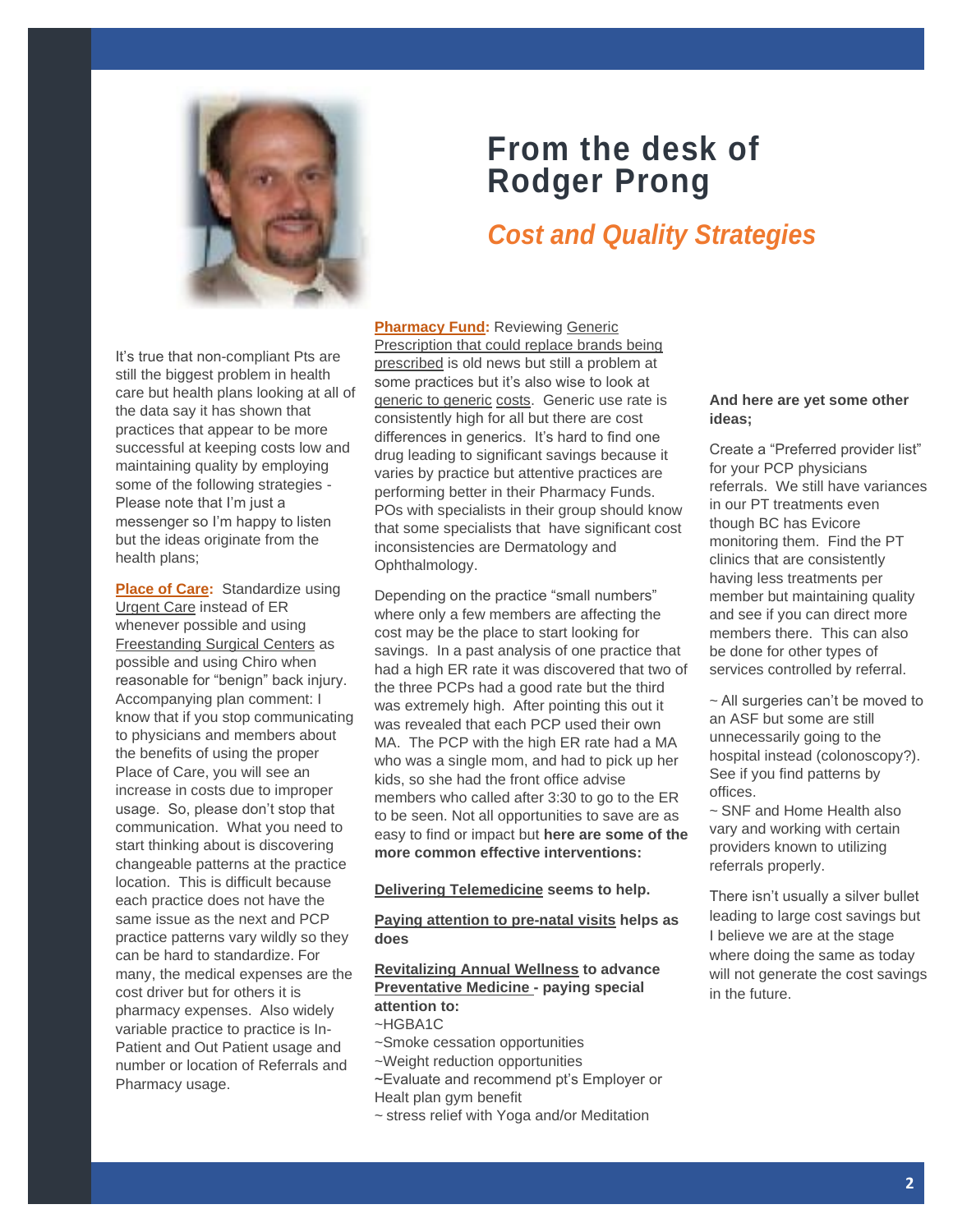# From the desk of Rodger Prong

## *Cost and Quality Strategies*

It's true that non-compliant Pts are still the biggest problem in health care but health plans looking at all of the data say it has shown that practices that appear to be more successful at keeping costs low and maintaining quality by employing some of the following strategies - Please note that I'm just a messenger so I'm happy to listen but the ideas originate from the health plans;

**Place of Care:** Standardize using Urgent Care instead of ER whenever possible and using Freestanding Surgical Centers as possible and using Chiro when reasonable for "benign" back injury. Accompanying plan comment: I know that if you stop communicating to physicians and members about the benefits of using the proper Place of Care, you will see an increase in costs due to improper usage. So, please don't stop that communication. What you need to start thinking about is discovering changeable patterns at the practice location. This is difficult because each practice does not have the same issue as the next and PCP practice patterns vary wildly so they can be hard to standardize. For many, the medical expenses are the cost driver but for others it is pharmacy expenses. Also widely variable practice to practice is In-Patient and Out Patient usage and number or location of Referrals and Pharmacy usage.

**Pharmacy Fund:** Reviewing Generic Prescription that could replace brands being prescribed is old news but still a problem at some practices but it's also wise to look at generic to generic costs. Generic use rate is consistently high for all but there are cost differences in generics. It's hard to find one drug leading to significant savings because it varies by practice but attentive practices are performing better in their Pharmacy Funds. POs with specialists in their group should know that some specialists that have significant cost inconsistencies are Dermatology and Ophthalmology.

Depending on the practice "small numbers" where only a few members are affecting the cost may be the place to start looking for savings. In a past analysis of one practice that had a high ER rate it was discovered that two of the three PCPs had a good rate but the third was extremely high. After pointing this out it was revealed that each PCP used their own MA. The PCP with the high ER rate had a MA who was a single mom, and had to pick up her kids, so she had the front office advise members who called after 3:30 to go to the ER to be seen. Not all opportunities to save are as easy to find or impact but **here are some of the more common effective interventions:**

**Delivering Telemedicine seems to help.**

**Paying attention to pre-natal visits helps as does**

**Revitalizing Annual Wellness to advance Preventative Medicine - paying special attention to:**

~HGBA1C
~Smoke cessation opportunities
~Weight reduction opportunities
~Evaluate and recommend pt's Employer or Healt plan gym benefit
~ stress relief with Yoga and/or Meditation

**And here are yet some other ideas;**

Create a "Preferred provider list" for your PCP physicians referrals. We still have variances in our PT treatments even though BC has Evicore monitoring them. Find the PT clinics that are consistently having less treatments per member but maintaining quality and see if you can direct more members there. This can also be done for other types of services controlled by referral.

~ All surgeries can't be moved to an ASF but some are still unnecessarily going to the hospital instead (colonoscopy?). See if you find patterns by offices.
~ SNF and Home Health also vary and working with certain providers known to utilizing referrals properly.

There isn't usually a silver bullet leading to large cost savings but I believe we are at the stage where doing the same as today will not generate the cost savings in the future.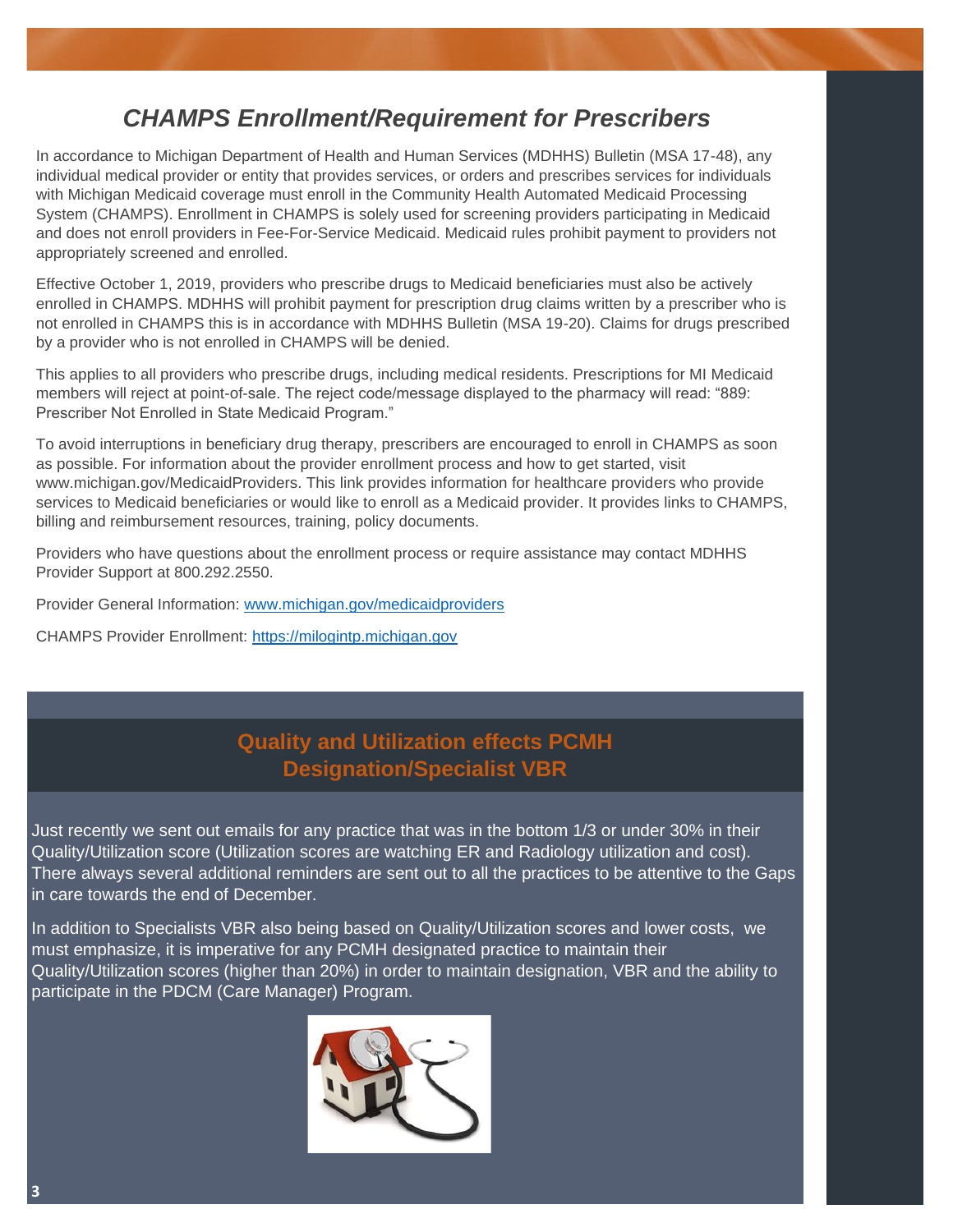# *CHAMPS Enrollment/Requirement for Prescribers*

In accordance to Michigan Department of Health and Human Services (MDHHS) Bulletin (MSA 17-48), any individual medical provider or entity that provides services, or orders and prescribes services for individuals with Michigan Medicaid coverage must enroll in the Community Health Automated Medicaid Processing System (CHAMPS). Enrollment in CHAMPS is solely used for screening providers participating in Medicaid and does not enroll providers in Fee-For-Service Medicaid. Medicaid rules prohibit payment to providers not appropriately screened and enrolled.

Effective October 1, 2019, providers who prescribe drugs to Medicaid beneficiaries must also be actively enrolled in CHAMPS. MDHHS will prohibit payment for prescription drug claims written by a prescriber who is not enrolled in CHAMPS this is in accordance with MDHHS Bulletin (MSA 19-20). Claims for drugs prescribed by a provider who is not enrolled in CHAMPS will be denied.

This applies to all providers who prescribe drugs, including medical residents. Prescriptions for MI Medicaid members will reject at point-of-sale. The reject code/message displayed to the pharmacy will read: "889: Prescriber Not Enrolled in State Medicaid Program."

To avoid interruptions in beneficiary drug therapy, prescribers are encouraged to enroll in CHAMPS as soon as possible. For information about the provider enrollment process and how to get started, visit www.michigan.gov/MedicaidProviders. This link provides information for healthcare providers who provide services to Medicaid beneficiaries or would like to enroll as a Medicaid provider. It provides links to CHAMPS, billing and reimbursement resources, training, policy documents.

Providers who have questions about the enrollment process or require assistance may contact MDHHS Provider Support at 800.292.2550.

Provider General Information: [www.michigan.gov/medicaidproviders](www.michigan.gov/medicaidproviders)

CHAMPS Provider Enrollment: [https://milogintp.michigan.gov](https://milogintp.michigan.gov)

## Quality and Utilization effects PCMH Designation/Specialist VBR

Just recently we sent out emails for any practice that was in the bottom 1/3 or under 30% in their Quality/Utilization score (Utilization scores are watching ER and Radiology utilization and cost). There always several additional reminders are sent out to all the practices to be attentive to the Gaps in care towards the end of December.

In addition to Specialists VBR also being based on Quality/Utilization scores and lower costs, we must emphasize, it is imperative for any PCMH designated practice to maintain their Quality/Utilization scores (higher than 20%) in order to maintain designation, VBR and the ability to participate in the PDCM (Care Manager) Program.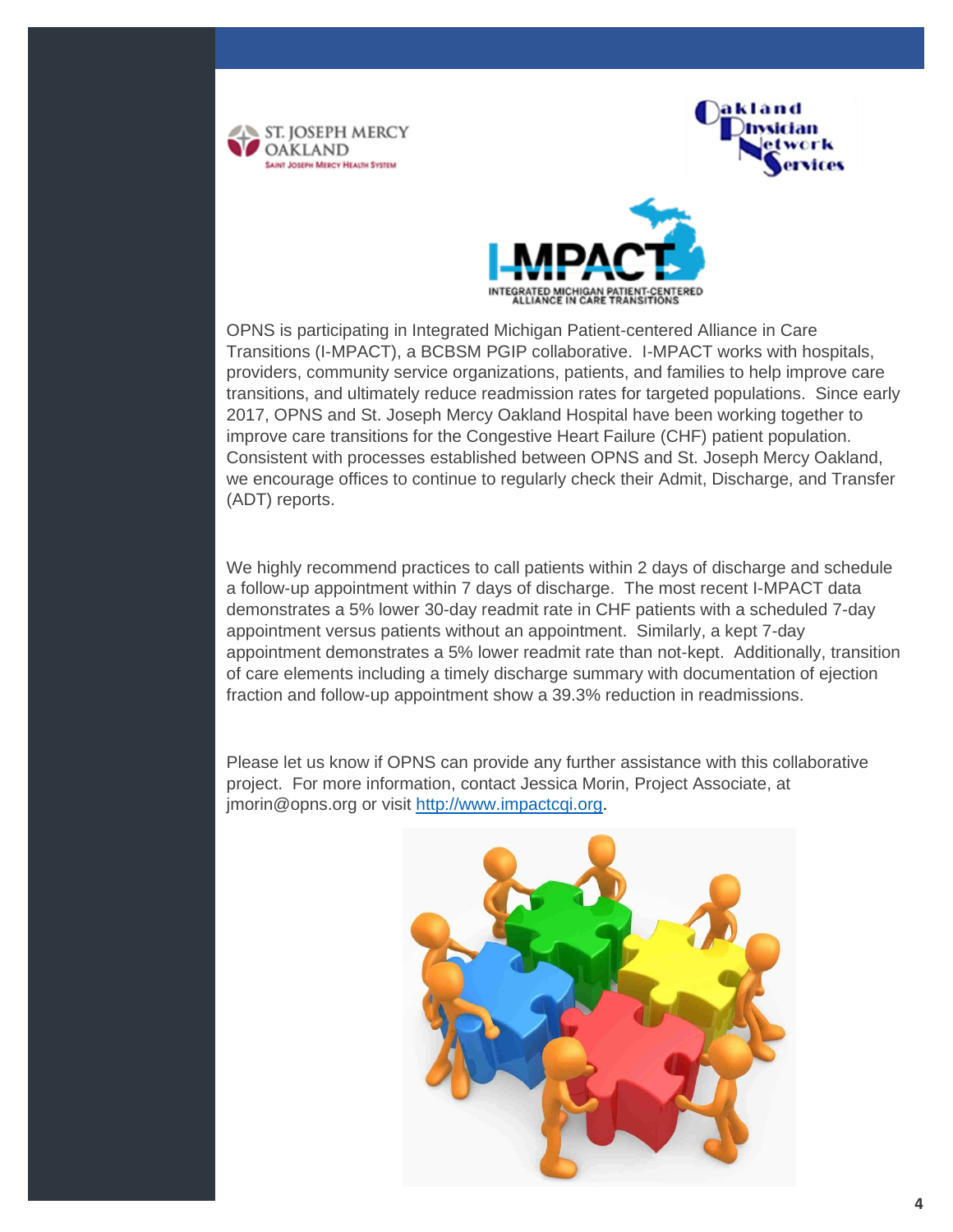OPNS is participating in Integrated Michigan Patient-centered Alliance in Care Transitions (I-MPACT), a BCBSM PGIP collaborative. I-MPACT works with hospitals, providers, community service organizations, patients, and families to help improve care transitions, and ultimately reduce readmission rates for targeted populations. Since early 2017, OPNS and St. Joseph Mercy Oakland Hospital have been working together to improve care transitions for the Congestive Heart Failure (CHF) patient population. Consistent with processes established between OPNS and St. Joseph Mercy Oakland, we encourage offices to continue to regularly check their Admit, Discharge, and Transfer (ADT) reports.

We highly recommend practices to call patients within 2 days of discharge and schedule a follow-up appointment within 7 days of discharge. The most recent I-MPACT data demonstrates a 5% lower 30-day readmit rate in CHF patients with a scheduled 7-day appointment versus patients without an appointment. Similarly, a kept 7-day appointment demonstrates a 5% lower readmit rate than not-kept. Additionally, transition of care elements including a timely discharge summary with documentation of ejection fraction and follow-up appointment show a 39.3% reduction in readmissions.

Please let us know if OPNS can provide any further assistance with this collaborative project. For more information, contact Jessica Morin, Project Associate, at jmorin@opns.org or visit [http://www.impactcqi.org](http://www.impactcqi.org).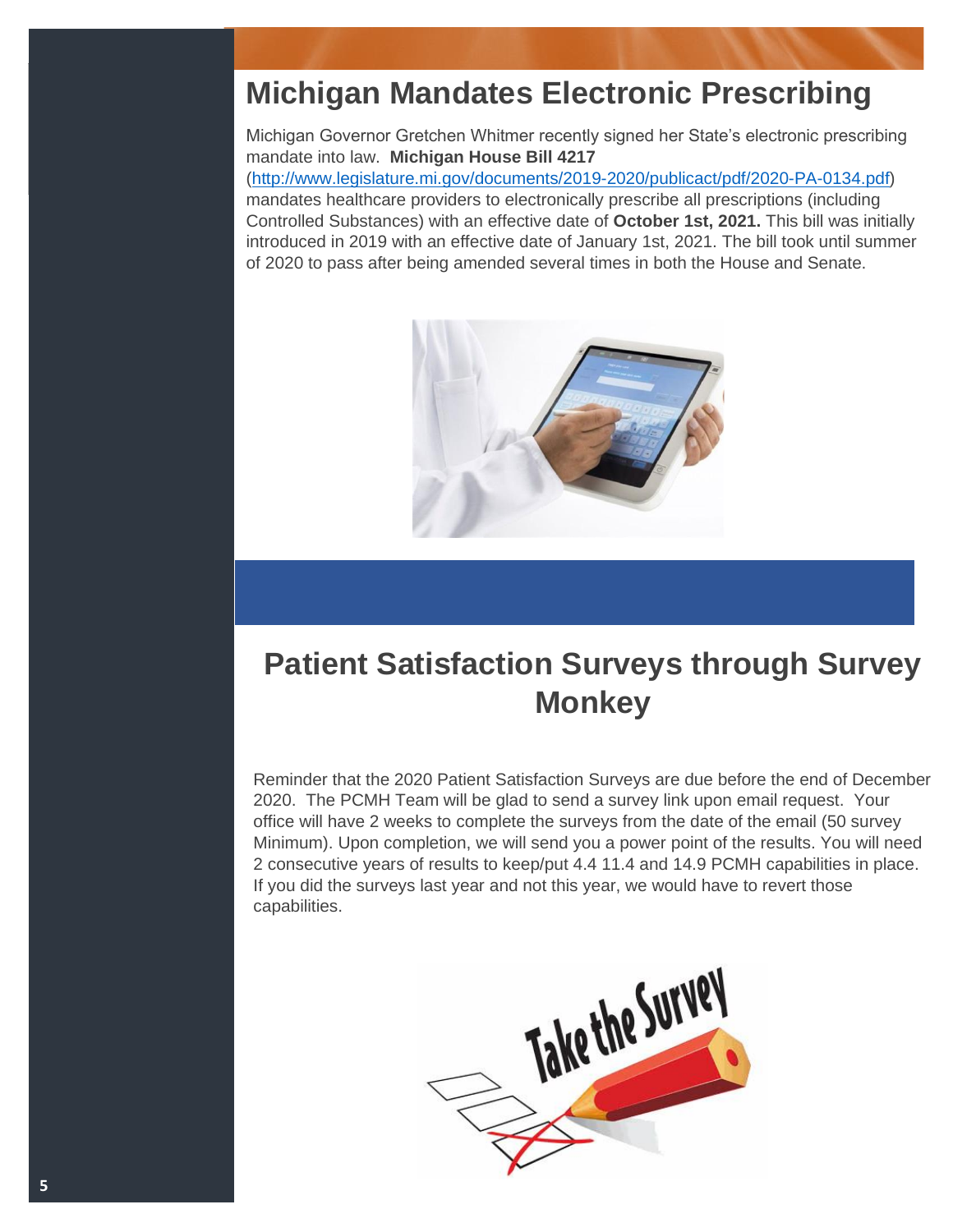## Michigan Mandates Electronic Prescribing

Michigan Governor Gretchen Whitmer recently signed her State's electronic prescribing mandate into law. **Michigan House Bill 4217** (http://www.legislature.mi.gov/documents/2019-2020/publicact/pdf/2020-PA-0134.pdf) mandates healthcare providers to electronically prescribe all prescriptions (including Controlled Substances) with an effective date of **October 1st, 2021.** This bill was initially introduced in 2019 with an effective date of January 1st, 2021. The bill took until summer of 2020 to pass after being amended several times in both the House and Senate.

## Patient Satisfaction Surveys through Survey Monkey

Reminder that the 2020 Patient Satisfaction Surveys are due before the end of December 2020. The PCMH Team will be glad to send a survey link upon email request. Your office will have 2 weeks to complete the surveys from the date of the email (50 survey Minimum). Upon completion, we will send you a power point of the results. You will need 2 consecutive years of results to keep/put 4.4 11.4 and 14.9 PCMH capabilities in place. If you did the surveys last year and not this year, we would have to revert those capabilities.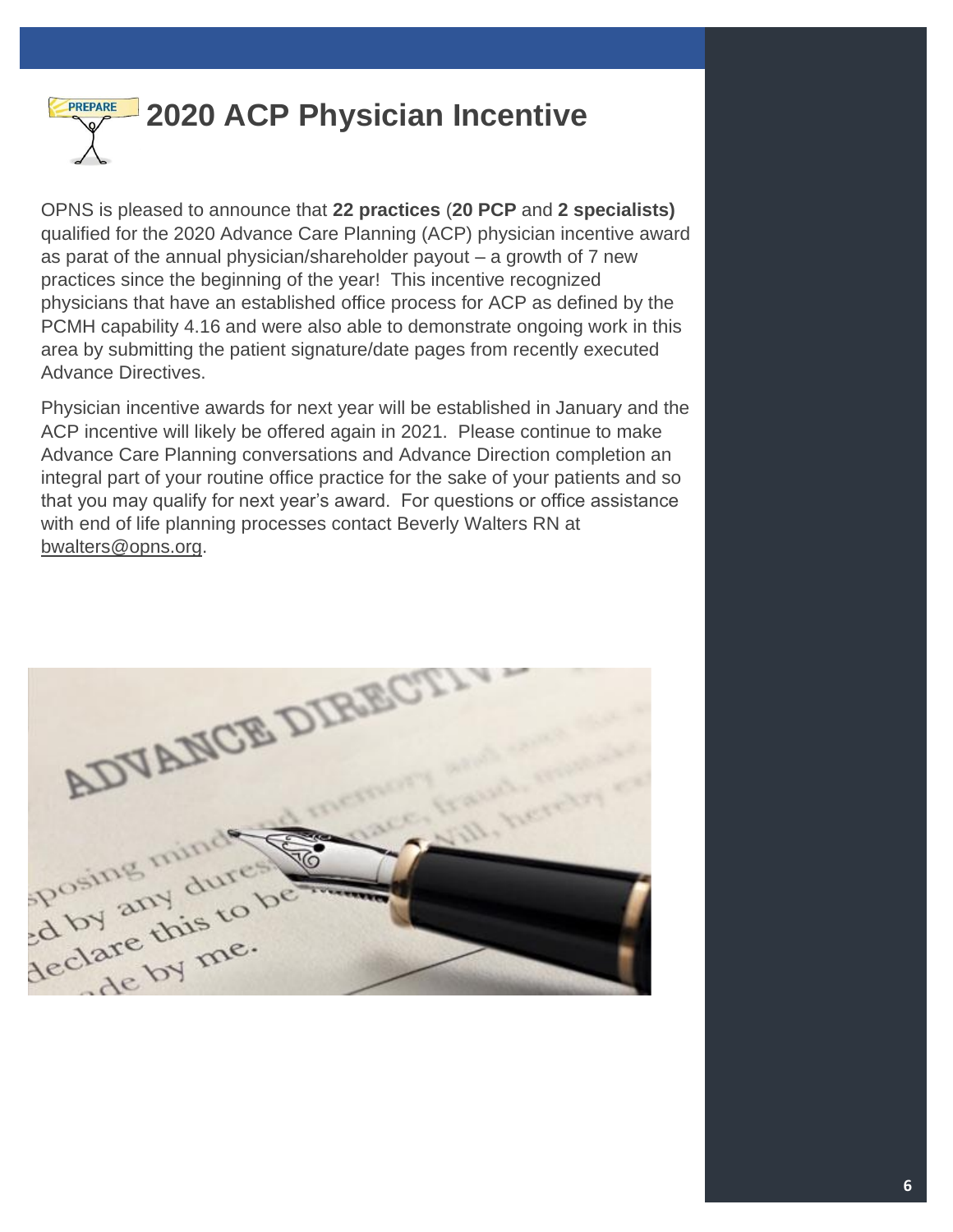# 2020 ACP Physician Incentive

OPNS is pleased to announce that **22 practices** (**20 PCP** and **2 specialists)** qualified for the 2020 Advance Care Planning (ACP) physician incentive award as parat of the annual physician/shareholder payout – a growth of 7 new practices since the beginning of the year! This incentive recognized physicians that have an established office process for ACP as defined by the PCMH capability 4.16 and were also able to demonstrate ongoing work in this area by submitting the patient signature/date pages from recently executed Advance Directives.

Physician incentive awards for next year will be established in January and the ACP incentive will likely be offered again in 2021. Please continue to make Advance Care Planning conversations and Advance Direction completion an integral part of your routine office practice for the sake of your patients and so that you may qualify for next year's award. For questions or office assistance with end of life planning processes contact Beverly Walters RN at bwalters@opns.org.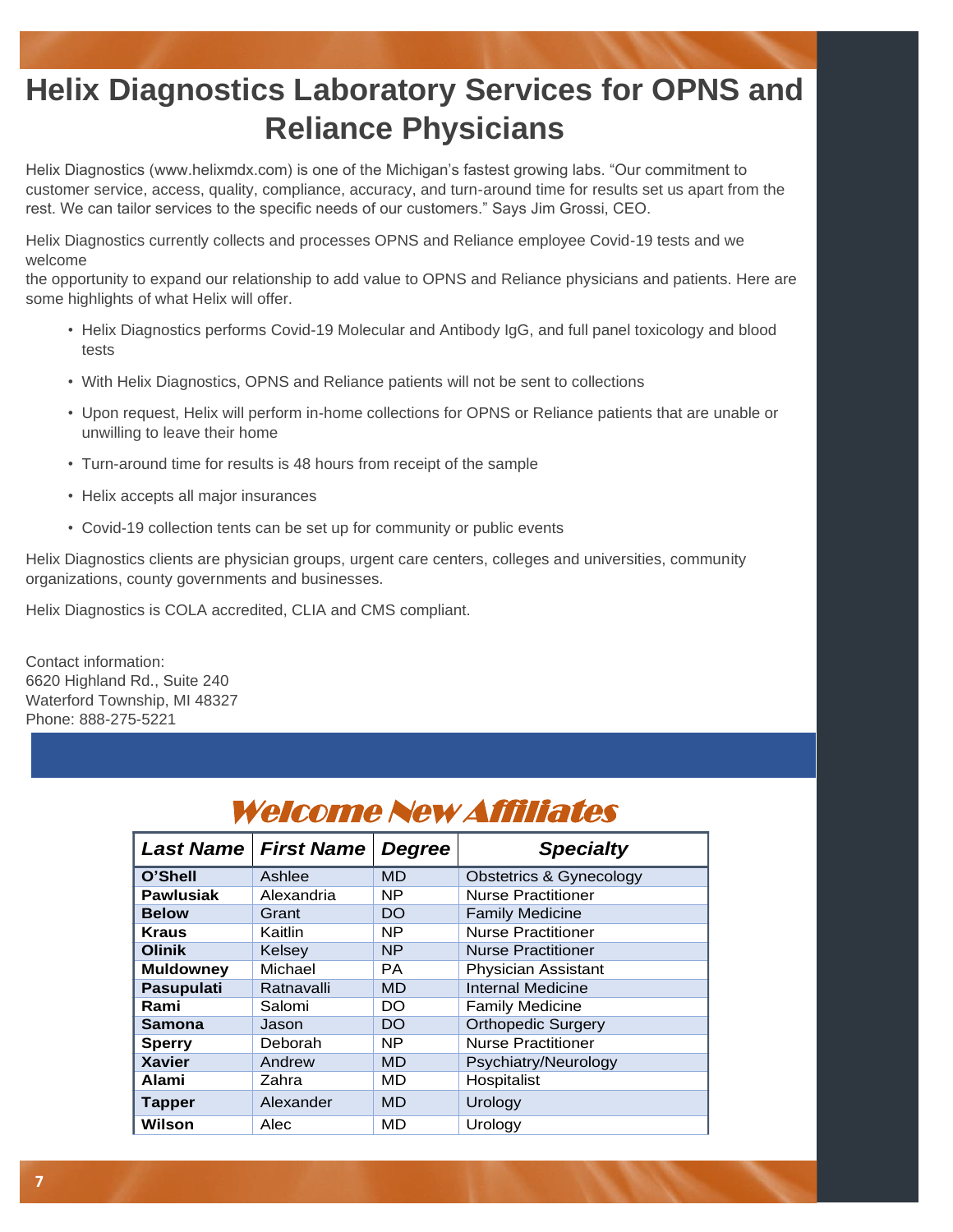# Helix Diagnostics Laboratory Services for OPNS and Reliance Physicians

Helix Diagnostics (www.helixmdx.com) is one of the Michigan's fastest growing labs. "Our commitment to customer service, access, quality, compliance, accuracy, and turn-around time for results set us apart from the rest. We can tailor services to the specific needs of our customers." Says Jim Grossi, CEO.

Helix Diagnostics currently collects and processes OPNS and Reliance employee Covid-19 tests and we welcome the opportunity to expand our relationship to add value to OPNS and Reliance physicians and patients. Here are some highlights of what Helix will offer.

- Helix Diagnostics performs Covid-19 Molecular and Antibody IgG, and full panel toxicology and blood tests
- With Helix Diagnostics, OPNS and Reliance patients will not be sent to collections
- Upon request, Helix will perform in-home collections for OPNS or Reliance patients that are unable or unwilling to leave their home
- Turn-around time for results is 48 hours from receipt of the sample
- Helix accepts all major insurances
- Covid-19 collection tents can be set up for community or public events

Helix Diagnostics clients are physician groups, urgent care centers, colleges and universities, community organizations, county governments and businesses.

Helix Diagnostics is COLA accredited, CLIA and CMS compliant.

Contact information:
6620 Highland Rd., Suite 240
Waterford Township, MI 48327
Phone: 888-275-5221

## Welcome New Affiliates

| Last Name | First Name | Degree | Specialty |
|---|---|---|---|
| **O'Shell** | Ashlee | MD | Obstetrics & Gynecology |
| **Pawlusiak** | Alexandria | NP | Nurse Practitioner |
| **Below** | Grant | DO | Family Medicine |
| **Kraus** | Kaitlin | NP | Nurse Practitioner |
| **Olinik** | Kelsey | NP | Nurse Practitioner |
| **Muldowney** | Michael | PA | Physician Assistant |
| **Pasupulati** | Ratnavalli | MD | Internal Medicine |
| **Rami** | Salomi | DO | Family Medicine |
| **Samona** | Jason | DO | Orthopedic Surgery |
| **Sperry** | Deborah | NP | Nurse Practitioner |
| **Xavier** | Andrew | MD | Psychiatry/Neurology |
| **Alami** | Zahra | MD | Hospitalist |
| **Tapper** | Alexander | MD | Urology |
| **Wilson** | Alec | MD | Urology |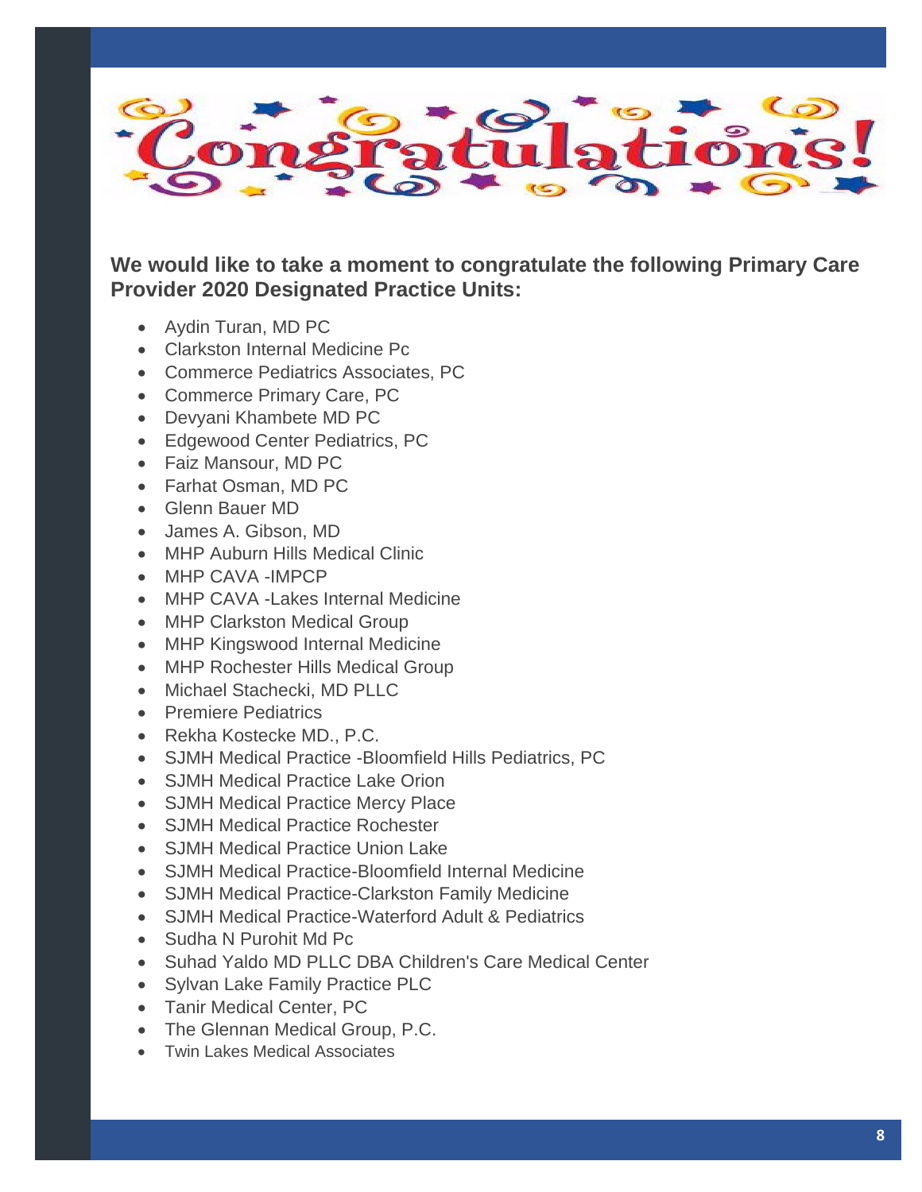Congratulations!

**We would like to take a moment to congratulate the following Primary Care Provider 2020 Designated Practice Units:**

- Aydin Turan, MD PC
- Clarkston Internal Medicine Pc
- Commerce Pediatrics Associates, PC
- Commerce Primary Care, PC
- Devyani Khambete MD PC
- Edgewood Center Pediatrics, PC
- Faiz Mansour, MD PC
- Farhat Osman, MD PC
- Glenn Bauer MD
- James A. Gibson, MD
- MHP Auburn Hills Medical Clinic
- MHP CAVA -IMPCP
- MHP CAVA -Lakes Internal Medicine
- MHP Clarkston Medical Group
- MHP Kingswood Internal Medicine
- MHP Rochester Hills Medical Group
- Michael Stachecki, MD PLLC
- Premiere Pediatrics
- Rekha Kostecke MD., P.C.
- SJMH Medical Practice -Bloomfield Hills Pediatrics, PC
- SJMH Medical Practice Lake Orion
- SJMH Medical Practice Mercy Place
- SJMH Medical Practice Rochester
- SJMH Medical Practice Union Lake
- SJMH Medical Practice-Bloomfield Internal Medicine
- SJMH Medical Practice-Clarkston Family Medicine
- SJMH Medical Practice-Waterford Adult & Pediatrics
- Sudha N Purohit Md Pc
- Suhad Yaldo MD PLLC DBA Children's Care Medical Center
- Sylvan Lake Family Practice PLC
- Tanir Medical Center, PC
- The Glennan Medical Group, P.C.
- Twin Lakes Medical Associates